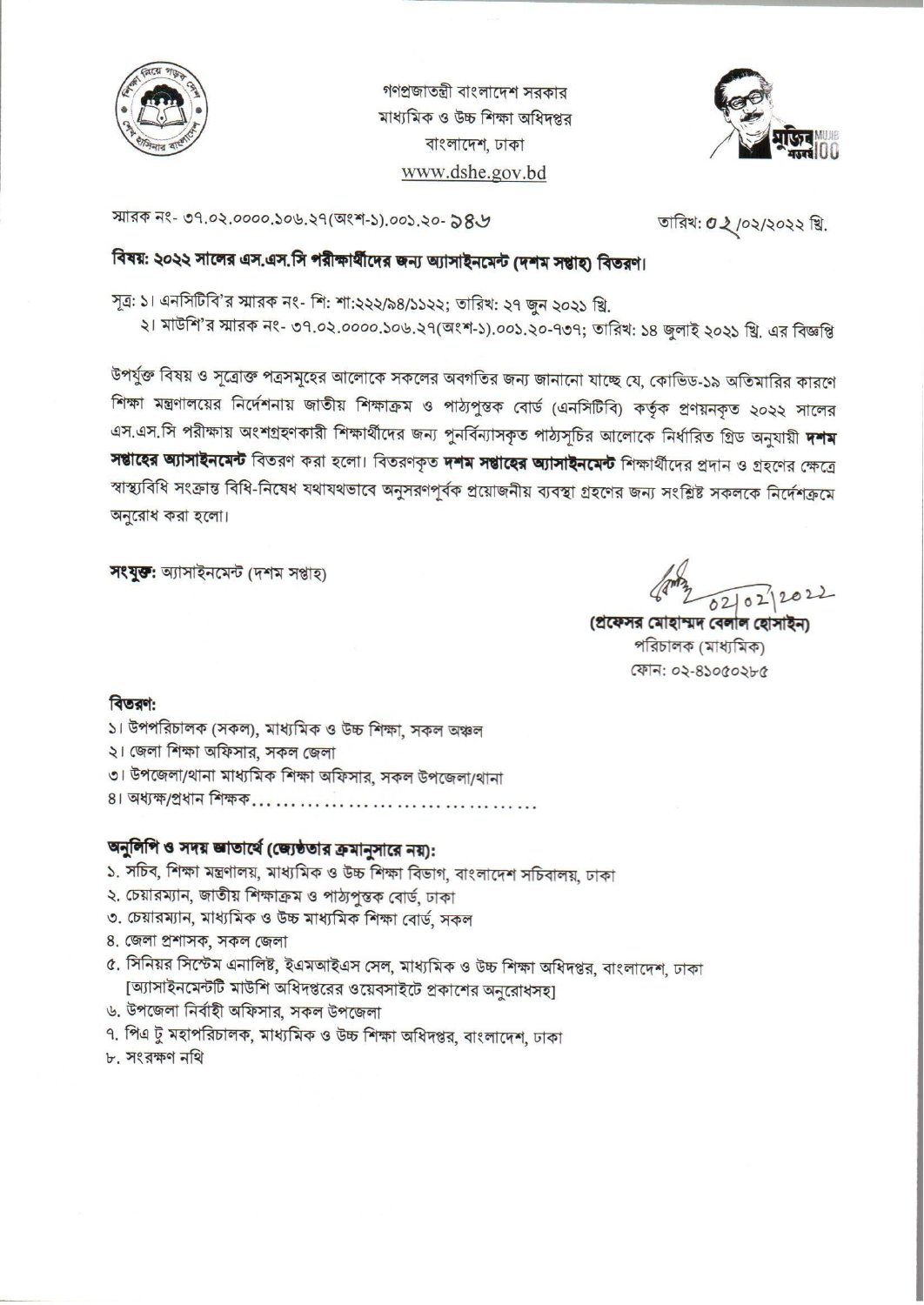গণপ্রজাতন্ত্রী বাংলাদেশ সরকার
মাধ্যমিক ও উচ্চ শিক্ষা অধিদপ্তর
বাংলাদেশ, ঢাকা
www.dshe.gov.bd

স্মারক নং- ৩৭.০২.০০০০.১০৬.২৭(অংশ-১).০০১.২০- ৯৪৬

তারিখ: ০২/০২/২০২২ খ্রি.

**বিষয়: ২০২২ সালের এস.এস.সি পরীক্ষার্থীদের জন্য অ্যাসাইনমেন্ট (দশম সপ্তাহ) বিতরণ।**

সূত্র: ১। এনসিটিবি'র স্মারক নং- শি: শা:২২২/৯৪/১১২২; তারিখ: ২৭ জুন ২০২১ খ্রি.
২। মাউশি'র স্মারক নং- ৩৭.০২.০০০০.১০৬.২৭(অংশ-১).০০১.২০-৭৩৭; তারিখ: ১৪ জুলাই ২০২১ খ্রি. এর বিজ্ঞপ্তি

উপর্যুক্ত বিষয় ও সূত্রোক্ত পত্রসমূহের আলোকে সকলের অবগতির জন্য জানানো যাচ্ছে যে, কোভিড-১৯ অতিমারির কারণে শিক্ষা মন্ত্রণালয়ের নির্দেশনায় জাতীয় শিক্ষাক্রম ও পাঠ্যপুস্তক বোর্ড (এনসিটিবি) কর্তৃক প্রণয়নকৃত ২০২২ সালের এস.এস.সি পরীক্ষায় অংশগ্রহণকারী শিক্ষার্থীদের জন্য পুনর্বিন্যাসকৃত পাঠ্যসূচির আলোকে নির্ধারিত গ্রিড অনুযায়ী **দশম সপ্তাহের অ্যাসাইনমেন্ট** বিতরণ করা হলো। বিতরণকৃত **দশম সপ্তাহের অ্যাসাইনমেন্ট** শিক্ষার্থীদের প্রদান ও গ্রহণের ক্ষেত্রে স্বাস্থ্যবিধি সংক্রান্ত বিধি-নিষেধ যথাযথভাবে অনুসরণপূর্বক প্রয়োজনীয় ব্যবস্থা গ্রহণের জন্য সংশ্লিষ্ট সকলকে নির্দেশক্রমে অনুরোধ করা হলো।

**সংযুক্ত:** অ্যাসাইনমেন্ট (দশম সপ্তাহ)

02/02/2022

**(প্রফেসর মোহাম্মদ বেলাল হোসাইন)**
পরিচালক (মাধ্যমিক)
ফোন: ০২-৪১০৫০২৮৫

**বিতরণ:**

১। উপপরিচালক (সকল), মাধ্যমিক ও উচ্চ শিক্ষা, সকল অঞ্চল
২। জেলা শিক্ষা অফিসার, সকল জেলা
৩। উপজেলা/থানা মাধ্যমিক শিক্ষা অফিসার, সকল উপজেলা/থানা
৪। অধ্যক্ষ/প্রধান শিক্ষক.......................................

**অনুলিপি ও সদয় জ্ঞাতার্থে (জ্যেষ্ঠতার ক্রমানুসারে নয়):**

১. সচিব, শিক্ষা মন্ত্রণালয়, মাধ্যমিক ও উচ্চ শিক্ষা বিভাগ, বাংলাদেশ সচিবালয়, ঢাকা
২. চেয়ারম্যান, জাতীয় শিক্ষাক্রম ও পাঠ্যপুস্তক বোর্ড, ঢাকা
৩. চেয়ারম্যান, মাধ্যমিক ও উচ্চ মাধ্যমিক শিক্ষা বোর্ড, সকল
৪. জেলা প্রশাসক, সকল জেলা
৫. সিনিয়র সিস্টেম এনালিষ্ট, ইএমআইএস সেল, মাধ্যমিক ও উচ্চ শিক্ষা অধিদপ্তর, বাংলাদেশ, ঢাকা
[অ্যাসাইনমেন্টটি মাউশি অধিদপ্তরের ওয়েবসাইটে প্রকাশের অনুরোধসহ]
৬. উপজেলা নির্বাহী অফিসার, সকল উপজেলা
৭. পিএ টু মহাপরিচালক, মাধ্যমিক ও উচ্চ শিক্ষা অধিদপ্তর, বাংলাদেশ, ঢাকা
৮. সংরক্ষণ নথি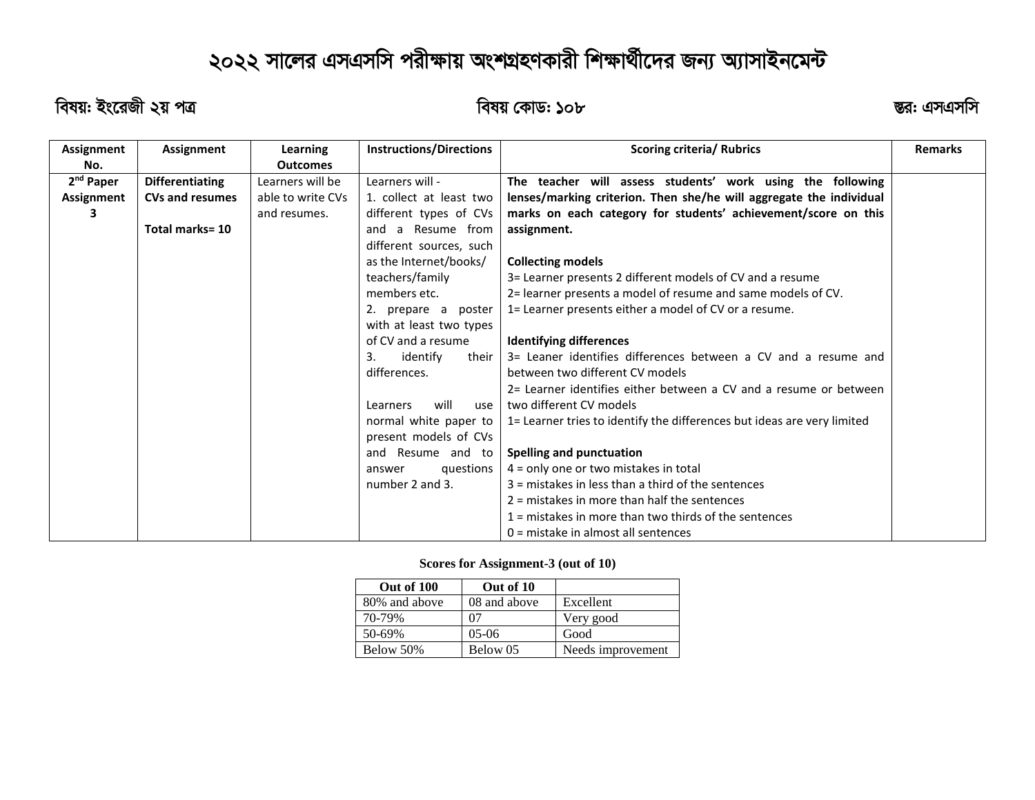# ২০২২ সালের এসএসসি পরীক্ষায় অংশগ্রহণকারী শিক্ষার্থীদের জন্য অ্যাসাইনমেন্ট

**বিষয়: ইংরেজী ২য় পত্র** **বিষয় কোড: ১০৮** **স্তর: এসএসসি**

| Assignment No. | Assignment | Learning Outcomes | Instructions/Directions | Scoring criteria/ Rubrics | Remarks |
|---|---|---|---|---|---|
| **2nd Paper Assignment 3** | **Differentiating CVs and resumes**<br><br>**Total marks= 10** | Learners will be able to write CVs and resumes. | Learners will -<br>1. collect at least two different types of CVs and a Resume from different sources, such as the Internet/books/ teachers/family members etc.<br>2. prepare a poster with at least two types of CV and a resume<br>3. identify their differences.<br><br>Learners will use normal white paper to present models of CVs and Resume and to answer questions number 2 and 3. | **The teacher will assess students' work using the following lenses/marking criterion. Then she/he will aggregate the individual marks on each category for students' achievement/score on this assignment.**<br><br>**Collecting models**<br>3= Learner presents 2 different models of CV and a resume<br>2= learner presents a model of resume and same models of CV.<br>1= Learner presents either a model of CV or a resume.<br><br>**Identifying differences**<br>3= Leaner identifies differences between a CV and a resume and between two different CV models<br>2= Learner identifies either between a CV and a resume or between two different CV models<br>1= Learner tries to identify the differences but ideas are very limited<br><br>**Spelling and punctuation**<br>4 = only one or two mistakes in total<br>3 = mistakes in less than a third of the sentences<br>2 = mistakes in more than half the sentences<br>1 = mistakes in more than two thirds of the sentences<br>0 = mistake in almost all sentences | |

**Scores for Assignment-3 (out of 10)**

| Out of 100 | Out of 10 | |
|---|---|---|
| 80% and above | 08 and above | Excellent |
| 70-79% | 07 | Very good |
| 50-69% | 05-06 | Good |
| Below 50% | Below 05 | Needs improvement |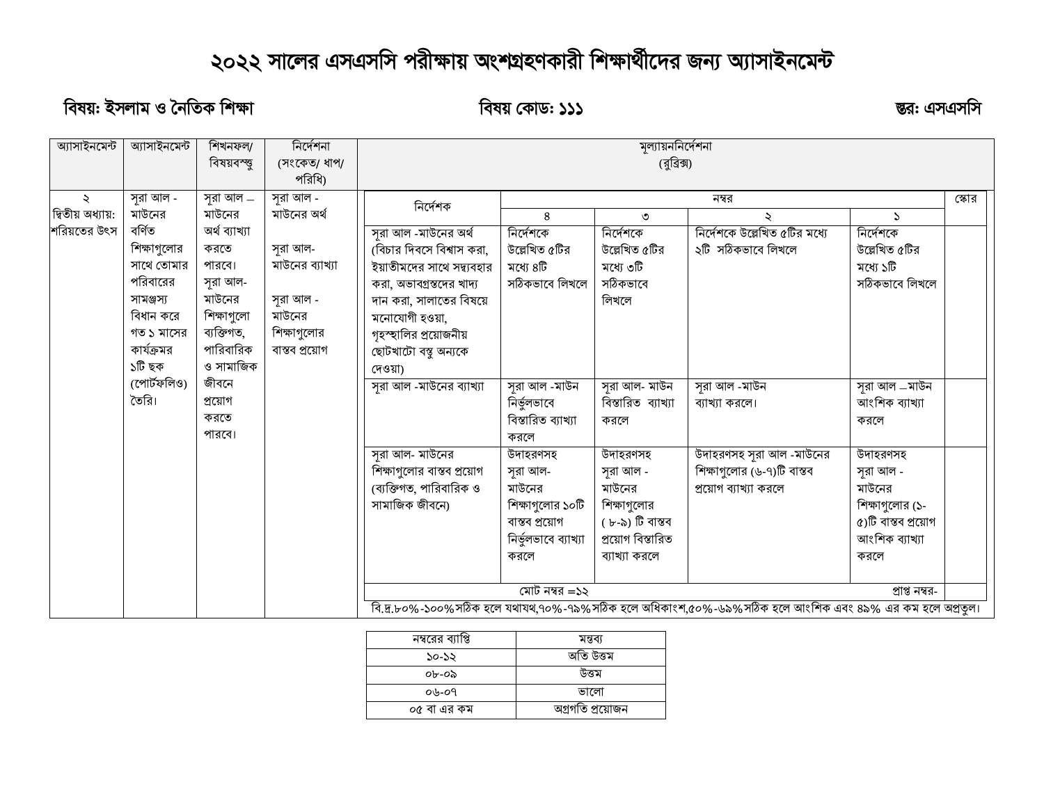# ২০২২ সালের এসএসসি পরীক্ষায় অংশগ্রহণকারী শিক্ষার্থীদের জন্য অ্যাসাইনমেন্ট

**বিষয়: ইসলাম ও নৈতিক শিক্ষা** **বিষয় কোড: ১১১** **স্তর: এসএসসি**

| অ্যাসাইনমেন্ট | অ্যাসাইনমেন্ট | শিখনফল/ বিষয়বস্তু | নির্দেশনা (সংকেত/ ধাপ/ পরিধি) | মূল্যায়ননির্দেশনা (রুব্রিক্স) |
|---|---|---|---|---|
| ২ দ্বিতীয় অধ্যায়: শরিয়তের উৎস | সূরা আল -মাউনের বর্ণিত শিক্ষাগুলোর সাথে তোমার পরিবারের সামঞ্জস্য বিধান করে গত ১ মাসের কার্যক্রমর ১টি ছক (পোর্টফলিও) তৈরি। | সূরা আল –মাউনের অর্থ ব্যাখ্যা করতে পারবে। সূরা আল-মাউনের শিক্ষাগুলো ব্যক্তিগত, পারিবারিক ও সামাজিক জীবনে প্রয়োগ করতে পারবে। | সূরা আল -মাউনের অর্থ<br><br>সূরা আল-মাউনের ব্যাখ্যা<br><br>সূরা আল -মাউনের শিক্ষাগুলোর বাস্তব প্রয়োগ | (নিচের রুব্রিক্স দ্রষ্টব্য) |

| নির্দেশক | নম্বর | | | | স্কোর |
|---|---|---|---|---|---|
| | ৪ | ৩ | ২ | ১ | |
| সূরা আল -মাউনের অর্থ (বিচার দিবসে বিশ্বাস করা, ইয়াতীমদের সাথে সদ্ব্যবহার করা, অভাবগ্রস্তদের খাদ্য দান করা, সালাতের বিষয়ে মনোযোগী হওয়া, গৃহস্থালির প্রয়োজনীয় ছোটখাটো বস্তু অন্যকে দেওয়া) | নির্দেশকে উল্লেখিত ৫টির মধ্যে ৪টি সঠিকভাবে লিখলে | নির্দেশকে উল্লেখিত ৫টির মধ্যে ৩টি সঠিকভাবে লিখলে | নির্দেশকে উল্লেখিত ৫টির মধ্যে ২টি সঠিকভাবে লিখলে | নির্দেশকে উল্লেখিত ৫টির মধ্যে ১টি সঠিকভাবে লিখলে | |
| সূরা আল -মাউনের ব্যাখ্যা | সূরা আল -মাউন নির্ভুলভাবে বিস্তারিত ব্যাখ্যা করলে | সূরা আল- মাউন বিস্তারিত ব্যাখ্যা করলে | সূরা আল -মাউন ব্যাখ্যা করলে। | সূরা আল –মাউন আংশিক ব্যাখ্যা করলে | |
| সূরা আল- মাউনের শিক্ষাগুলোর বাস্তব প্রয়োগ (ব্যক্তিগত, পারিবারিক ও সামাজিক জীবনে) | উদাহরণসহ সূরা আল-মাউনের শিক্ষাগুলোর ১০টি বাস্তব প্রয়োগ নির্ভুলভাবে ব্যাখ্যা করলে | উদাহরণসহ সূরা আল -মাউনের শিক্ষাগুলোর ( ৮-৯) টি বাস্তব প্রয়োগ বিস্তারিত ব্যাখ্যা করলে | উদাহরণসহ সূরা আল -মাউনের শিক্ষাগুলোর (৬-৭)টি বাস্তব প্রয়োগ ব্যাখ্যা করলে | উদাহরণসহ সূরা আল -মাউনের শিক্ষাগুলোর (১-৫)টি বাস্তব প্রয়োগ আংশিক ব্যাখ্যা করলে | |
| মোট নম্বর =১২ | | | | প্রাপ্ত নম্বর- | |

বি.দ্র.৮০%-১০০% সঠিক হলে যথাযথ,৭০%-৭৯% সঠিক হলে অধিকাংশ,৫০%-৬৯% সঠিক হলে আংশিক এবং ৪৯% এর কম হলে অপ্রতুল।

| নম্বরের ব্যাপ্তি | মন্তব্য |
|---|---|
| ১০-১২ | অতি উত্তম |
| ০৮-০৯ | উত্তম |
| ০৬-০৭ | ভালো |
| ০৫ বা এর কম | অগ্রগতি প্রয়োজন |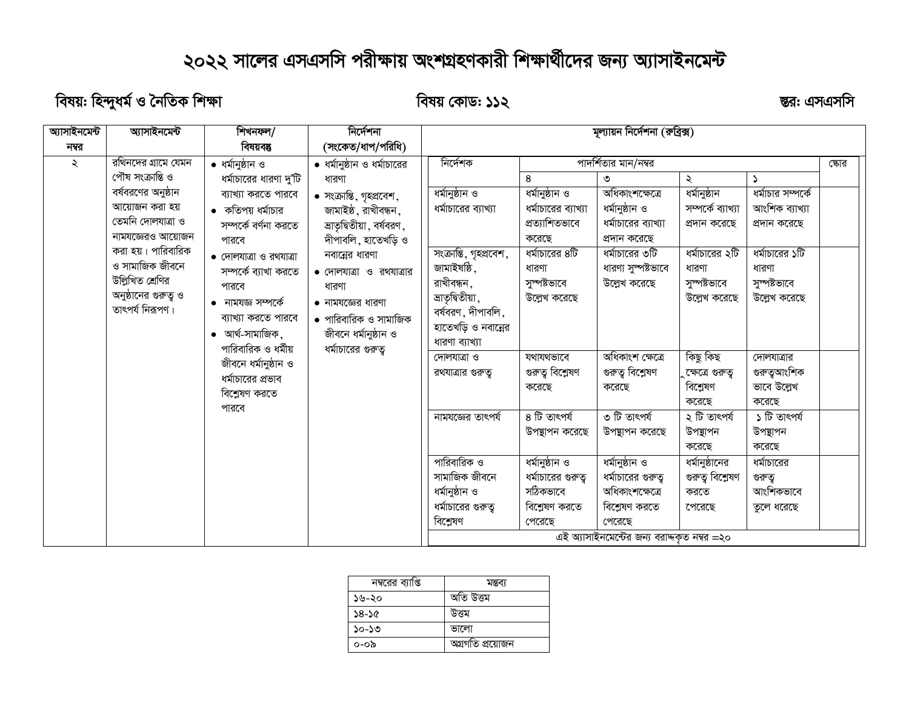# ২০২২ সালের এসএসসি পরীক্ষায় অংশগ্রহণকারী শিক্ষার্থীদের জন্য অ্যাসাইনমেন্ট

**বিষয়: হিন্দুধর্ম ও নৈতিক শিক্ষা** | **বিষয় কোড: ১১২** | **স্তর: এসএসসি**

| অ্যাসাইনমেন্ট নম্বর | অ্যাসাইনমেন্ট | শিখনফল/ বিষয়বস্তু | নির্দেশনা (সংকেত/ধাপ/পরিধি) | মূল্যায়ন নির্দেশনা (রুব্রিক্স) |
|---|---|---|---|---|
| ২ | রথিনদের গ্রামে যেমন পৌষ সংক্রান্তি ও বর্ষবরণের অনুষ্ঠান আয়োজন করা হয় তেমনি দোলযাত্রা ও নামযজ্ঞেরও আয়োজন করা হয়। পারিবারিক ও সামাজিক জীবনে উল্লিখিত শ্রেণির অনুষ্ঠানের গুরুত্ব ও তাৎপর্য নিরূপণ। | • ধর্মানুষ্ঠান ও ধর্মাচারের ধারণা দু'টি ব্যাখ্যা করতে পারবে<br>• কতিপয় ধর্মাচার সম্পর্কে বর্ণনা করতে পারবে<br>• দোলযাত্রা ও রথযাত্রা সম্পর্কে ব্যাখা করতে পারবে<br>• নামযজ্ঞ সম্পর্কে ব্যাখ্যা করতে পারবে<br>• আর্থ-সামাজিক, পারিবারিক ও ধর্মীয় জীবনে ধর্মানুষ্ঠান ও ধর্মাচারের প্রভাব বিশ্লেষণ করতে পারবে | • ধর্মানুষ্ঠান ও ধর্মাচারের ধারণা<br>• সংক্রান্তি, গৃহপ্রবেশ, জামাইষষ্ঠ, রাখীবন্ধন, ভ্রাতৃদ্বিতীয়া, বর্ষবরণ, দীপাবলি, হাতেখড়ি ও নবান্নের ধারণা<br>• দোলযাত্রা ও রথযাত্রার ধারণা<br>• নামযজ্ঞের ধারণা<br>• পারিবারিক ও সামাজিক জীবনে ধর্মানুষ্ঠান ও ধর্মাচারের গুরুত্ব | নিচের রুব্রিক্স দ্রষ্টব্য |

**মূল্যায়ন নির্দেশনা (রুব্রিক্স)**

| নির্দেশক | পাদর্শিতার মান/নম্বর | | | | স্কোর |
|---|---|---|---|---|---|
| | ৪ | ৩ | ২ | ১ | |
| ধর্মানুষ্ঠান ও ধর্মাচারের ব্যাখ্যা | ধর্মানুষ্ঠান ও ধর্মাচারের ব্যাখ্যা প্রত্যাশিতভাবে করেছে | অধিকাংশক্ষেত্রে ধর্মানুষ্ঠান ও ধর্মাচারের ব্যাখ্যা প্রদান করেছে | ধর্মানুষ্ঠান সম্পর্কে ব্যাখ্যা প্রদান করেছে | ধর্মাচার সম্পর্কে আংশিক ব্যাখ্যা প্রদান করেছে | |
| সংক্রান্তি, গৃহপ্রবেশ, জামাইষষ্ঠি, রাখীবন্ধন, ভ্রাতৃদ্বিতীয়া, বর্ষবরণ, দীপাবলি, হাতেখড়ি ও নবান্নের ধারণা ব্যাখ্যা | ধর্মাচারের ৪টি ধারণা সুস্পষ্টভাবে উল্লেখ করেছে | ধর্মাচারের ৩টি ধারণা সুস্পষ্টভাবে উল্লেখ করেছে | ধর্মাচারের ২টি ধারণা সুস্পষ্টভাবে উল্লেখ করেছে | ধর্মাচারের ১টি ধারণা সুস্পষ্টভাবে উল্লেখ করেছে | |
| দোলযাত্রা ও রথযাত্রার গুরুত্ব | যথাযথভাবে গুরুত্ব বিশ্লেষণ করেছে | অধিকাংশ ক্ষেত্রে গুরুত্ব বিশ্লেষণ করেছে | কিছু কিছু ক্ষেত্রে গুরুত্ব বিশ্লেষণ করেছে | দোলযাত্রার গুরুত্বআংশিক ভাবে উল্লেখ করেছে | |
| নামযজ্ঞের তাৎপর্য | ৪ টি তাৎপর্য উপস্থাপন করেছে | ৩ টি তাৎপর্য উপস্থাপন করেছে | ২ টি তাৎপর্য উপস্থাপন করেছে | ১ টি তাৎপর্য উপস্থাপন করেছে | |
| পারিবারিক ও সামাজিক জীবনে ধর্মানুষ্ঠান ও ধর্মাচারের গুরুত্ব বিশ্লেষণ | ধর্মানুষ্ঠান ও ধর্মাচারের গুরুত্ব সঠিকভাবে বিশ্লেষণ করতে পেরেছে | ধর্মানুষ্ঠান ও ধর্মাচারের গুরুত্ব অধিকাংশক্ষেত্রে বিশ্লেষণ করতে পেরেছে | ধর্মানুষ্ঠানের গুরুত্ব বিশ্লেষণ করতে পেরেছে | ধর্মাচারের গুরুত্ব আংশিকভাবে তুলে ধরেছে | |
| এই অ্যাসাইনমেন্টের জন্য বরাদ্দকৃত নম্বর =২০ | | | | | |

| নম্বরের ব্যাপ্তি | মন্তব্য |
|---|---|
| ১৬-২০ | অতি উত্তম |
| ১৪-১৫ | উত্তম |
| ১০-১৩ | ভালো |
| ০-০৯ | অগ্রগতি প্রয়োজন |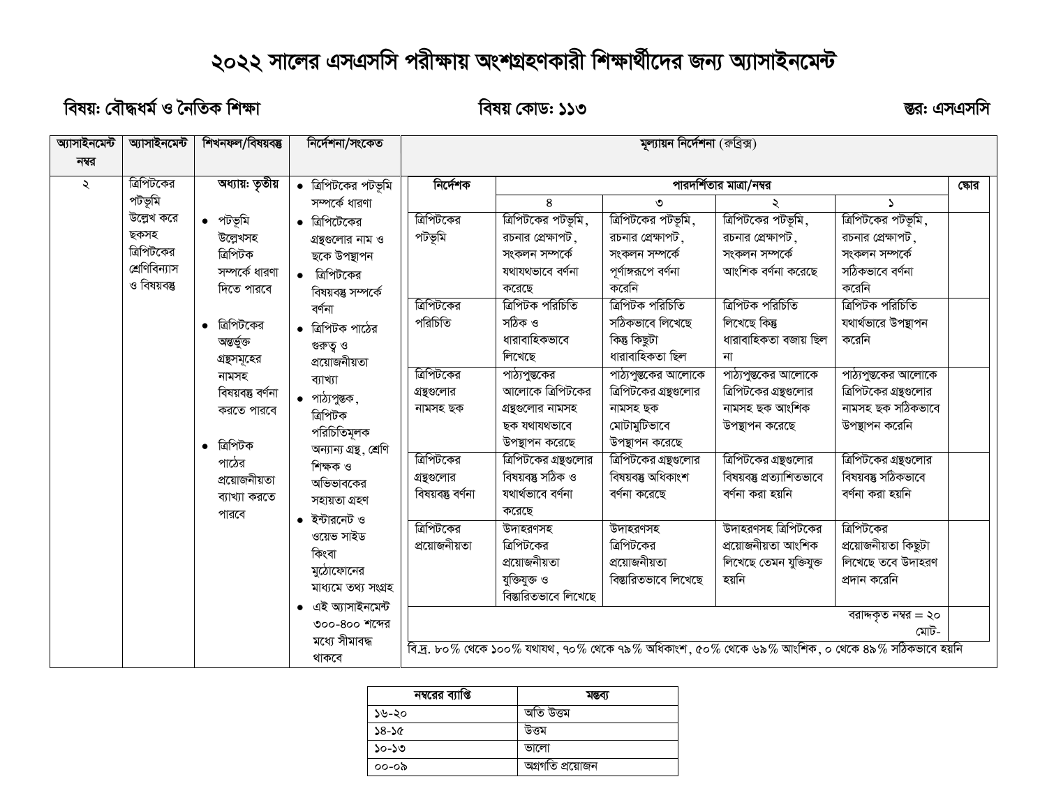# ২০২২ সালের এসএসসি পরীক্ষায় অংশগ্রহণকারী শিক্ষার্থীদের জন্য অ্যাসাইনমেন্ট

**বিষয়: বৌদ্ধধর্ম ও নৈতিক শিক্ষা** **বিষয় কোড: ১১৩** **স্তর: এসএসসি**

| অ্যাসাইনমেন্ট নম্বর | অ্যাসাইনমেন্ট | শিখনফল/বিষয়বস্তু | নির্দেশনা/সংকেত |
|---|---|---|---|
| ২ | ত্রিপিটকের পটভূমি উল্লেখ করে ছকসহ ত্রিপিটকের শ্রেণিবিন্যাস ও বিষয়বস্তু | **অধ্যায়: তৃতীয়**<br>• পটভূমি উল্লেখসহ ত্রিপিটক সম্পর্কে ধারণা দিতে পারবে<br>• ত্রিপিটকের অন্তর্ভুক্ত গ্রন্থসমূহের নামসহ বিষয়বস্তু বর্ণনা করতে পারবে<br>• ত্রিপিটক পাঠের প্রয়োজনীয়তা ব্যাখ্যা করতে পারবে | • ত্রিপিটকের পটভূমি সম্পর্কে ধারণা<br>• ত্রিপিটকের গ্রন্থগুলোর নাম ও ছকে উপস্থাপন<br>• ত্রিপিটকের বিষয়বস্তু সম্পর্কে বর্ণনা<br>• ত্রিপিটক পাঠের গুরুত্ব ও প্রয়োজনীয়তা ব্যাখ্যা<br>• পাঠ্যপুস্তক, ত্রিপিটক পরিচিতিমূলক অন্যান্য গ্রন্থ, শ্রেণি শিক্ষক ও অভিভাবকের সহায়তা গ্রহণ<br>• ইন্টারনেট ও ওয়েভ সাইড কিংবা মুঠোফোনের মাধ্যমে তথ্য সংগ্রহ<br>• এই অ্যাসাইনমেন্ট ৩০০-৪০০ শব্দের মধ্যে সীমাবদ্ধ থাকবে |

**মূল্যায়ন নির্দেশনা (রুব্রিক্স)**

| নির্দেশক | পারদর্শিতার মাত্রা/নম্বর | | | | স্কোর |
|---|---|---|---|---|---|
| | ৪ | ৩ | ২ | ১ | |
| ত্রিপিটকের পটভূমি | ত্রিপিটকের পটভূমি, রচনার প্রেক্ষাপট, সংকলন সম্পর্কে যথাযথভাবে বর্ণনা করেছে | ত্রিপিটকের পটভূমি, রচনার প্রেক্ষাপট, সংকলন সম্পর্কে পূর্ণাঙ্গরূপে বর্ণনা করেনি | ত্রিপিটকের পটভূমি, রচনার প্রেক্ষাপট, সংকলন সম্পর্কে আংশিক বর্ণনা করেছে | ত্রিপিটকের পটভূমি, রচনার প্রেক্ষাপট, সংকলন সম্পর্কে সঠিকভাবে বর্ণনা করেনি | |
| ত্রিপিটকের পরিচিতি | ত্রিপিটক পরিচিতি সঠিক ও ধারাবাহিকভাবে লিখেছে | ত্রিপিটক পরিচিতি সঠিকভাবে লিখেছে কিন্তু কিছুটা ধারাবাহিকতা ছিল | ত্রিপিটক পরিচিতি লিখেছে কিন্তু ধারাবাহিকতা বজায় ছিল না | ত্রিপিটক পরিচিতি যথার্থভারে উপস্থাপন করেনি | |
| ত্রিপিটকের গ্রন্থগুলোর নামসহ ছক | পাঠ্যপুস্তকের আলোকে ত্রিপিটকের গ্রন্থগুলোর নামসহ ছক যথাযথভাবে উপস্থাপন করেছে | পাঠ্যপুস্তকের আলোকে ত্রিপিটকের গ্রন্থগুলোর নামসহ ছক মোটামুটিভাবে উপস্থাপন করেছে | পাঠ্যপুস্তকের আলোকে ত্রিপিটকের গ্রন্থগুলোর নামসহ ছক আংশিক উপস্থাপন করেছে | পাঠ্যপুস্তকের আলোকে ত্রিপিটকের গ্রন্থগুলোর নামসহ ছক সঠিকভাবে উপস্থাপন করেনি | |
| ত্রিপিটকের গ্রন্থগুলোর বিষয়বস্তু বর্ণনা | ত্রিপিটকের গ্রন্থগুলোর বিষয়বস্তু সঠিক ও যথার্থভাবে বর্ণনা করেছে | ত্রিপিটকের গ্রন্থগুলোর বিষয়বস্তু অধিকাংশ বর্ণনা করেছে | ত্রিপিটকের গ্রন্থগুলোর বিষয়বস্তু প্রত্যাশিতভাবে বর্ণনা করা হয়নি | ত্রিপিটকের গ্রন্থগুলোর বিষয়বস্তু সঠিকভাবে বর্ণনা করা হয়নি | |
| ত্রিপিটকের প্রয়োজনীয়তা | উদাহরণসহ ত্রিপিটকের প্রয়োজনীয়তা যুক্তিযুক্ত ও বিস্তারিতভাবে লিখেছে | উদাহরণসহ ত্রিপিটকের প্রয়োজনীয়তা বিস্তারিতভাবে লিখেছে | উদাহরণসহ ত্রিপিটকের প্রয়োজনীয়তা আংশিক লিখেছে তেমন যুক্তিযুক্ত হয়নি | ত্রিপিটকের প্রয়োজনীয়তা কিছুটা লিখেছে তবে উদাহরণ প্রদান করেনি | |
| | | | | বরাদ্দকৃত নম্বর = ২০<br>মোট- | |

বি.দ্র. ৮০% থেকে ১০০% যথাযথ, ৭০% থেকে ৭৯% অধিকাংশ, ৫০% থেকে ৬৯% আংশিক, ০ থেকে ৪৯% সঠিকভাবে হয়নি

| নম্বরের ব্যাপ্তি | মন্তব্য |
|---|---|
| ১৬-২০ | অতি উত্তম |
| ১৪-১৫ | উত্তম |
| ১০-১৩ | ভালো |
| ০০-০৯ | অগ্রগতি প্রয়োজন |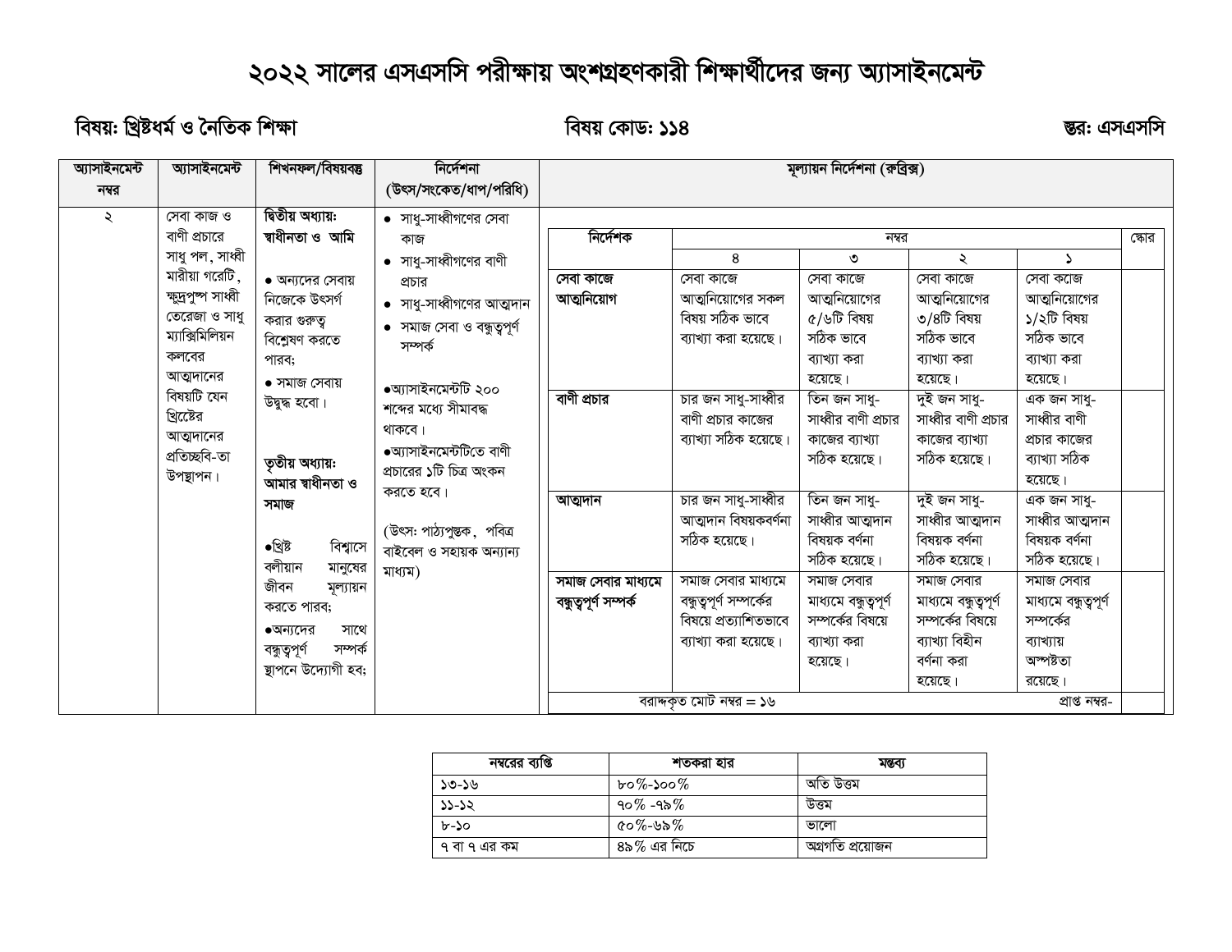# ২০২২ সালের এসএসসি পরীক্ষায় অংশগ্রহণকারী শিক্ষার্থীদের জন্য অ্যাসাইনমেন্ট

**বিষয়: খ্রিষ্টধর্ম ও নৈতিক শিক্ষা** **বিষয় কোড: ১১৪** **স্তর: এসএসসি**

| অ্যাসাইনমেন্ট নম্বর | অ্যাসাইনমেন্ট | শিখনফল/বিষয়বস্তু | নির্দেশনা (উৎস/সংকেত/ধাপ/পরিধি) | মূল্যায়ন নির্দেশনা (রুব্রিক্স) |
|---|---|---|---|---|
| ২ | সেবা কাজ ও বাণী প্রচারে সাধু পল, সাধ্বী মারীয়া গরেটি, ক্ষুদ্রপুষ্প সাধ্বী তেরেজা ও সাধু ম্যাক্সিমিলিয়ন কলবের আত্মদানের বিষয়টি যেন খ্রিষ্টের আত্মদানের প্রতিচ্ছবি-তা উপস্থাপন। | **দ্বিতীয় অধ্যায়: স্বাধীনতা ও আমি**<br>● অন্যদের সেবায় নিজেকে উৎসর্গ করার গুরুত্ব বিশ্লেষণ করতে পারব;<br>● সমাজ সেবায় উদ্বুদ্ধ হবো।<br><br>**তৃতীয় অধ্যায়: আমার স্বাধীনতা ও সমাজ**<br>●খ্রিষ্ট বিশ্বাসে বলীয়ান মানুষের জীবন মূল্যায়ন করতে পারব;<br>●অন্যদের সাথে বন্ধুত্বপূর্ণ সম্পর্ক স্থাপনে উদ্যোগী হব; | ● সাধু-সাধ্বীগণের সেবা কাজ<br>● সাধু-সাধ্বীগণের বাণী প্রচার<br>● সাধু-সাধ্বীগণের আত্মদান<br>● সমাজ সেবা ও বন্ধুত্বপূর্ণ সম্পর্ক<br><br>●অ্যাসাইনমেন্টটি ২০০ শব্দের মধ্যে সীমাবদ্ধ থাকবে।<br>●অ্যাসাইনমেন্টটিতে বাণী প্রচারের ১টি চিত্র অংকন করতে হবে।<br><br>(উৎস: পাঠ্যপুস্তক, পবিত্র বাইবেল ও সহায়ক অন্যান্য মাধ্যম) | (নিচের রুব্রিক্স দেখুন) |

| নির্দেশক | নম্বর | | | | স্কোর |
|---|---|---|---|---|---|
| | ৪ | ৩ | ২ | ১ | |
| **সেবা কাজে আত্মনিয়োগ** | সেবা কাজে আত্মনিয়োগের সকল বিষয় সঠিক ভাবে ব্যাখ্যা করা হয়েছে। | সেবা কাজে আত্মনিয়োগের ৫/৬টি বিষয় সঠিক ভাবে ব্যাখ্যা করা হয়েছে। | সেবা কাজে আত্মনিয়োগের ৩/৪টি বিষয় সঠিক ভাবে ব্যাখ্যা করা হয়েছে। | সেবা কাজে আত্মনিয়োগের ১/২টি বিষয় সঠিক ভাবে ব্যাখ্যা করা হয়েছে। | |
| **বাণী প্রচার** | চার জন সাধু-সাধ্বীর বাণী প্রচার কাজের ব্যাখ্যা সঠিক হয়েছে। | তিন জন সাধু-সাধ্বীর বাণী প্রচার কাজের ব্যাখ্যা সঠিক হয়েছে। | দুই জন সাধু-সাধ্বীর বাণী প্রচার কাজের ব্যাখ্যা সঠিক হয়েছে। | এক জন সাধু-সাধ্বীর বাণী প্রচার কাজের ব্যাখ্যা সঠিক হয়েছে। | |
| **আত্মদান** | চার জন সাধু-সাধ্বীর আত্মদান বিষয়কবর্ণনা সঠিক হয়েছে। | তিন জন সাধু-সাধ্বীর আত্মদান বিষয়ক বর্ণনা সঠিক হয়েছে। | দুই জন সাধু-সাধ্বীর আত্মদান বিষয়ক বর্ণনা সঠিক হয়েছে। | এক জন সাধু-সাধ্বীর আত্মদান বিষয়ক বর্ণনা সঠিক হয়েছে। | |
| **সমাজ সেবার মাধ্যমে বন্ধুত্বপূর্ণ সম্পর্ক** | সমাজ সেবার মাধ্যমে বন্ধুত্বপূর্ণ সম্পর্কের বিষয়ে প্রত্যাশিতভাবে ব্যাখ্যা করা হয়েছে। | সমাজ সেবার মাধ্যমে বন্ধুত্বপূর্ণ সম্পর্কের বিষয়ে ব্যাখ্যা করা হয়েছে। | সমাজ সেবার মাধ্যমে বন্ধুত্বপূর্ণ সম্পর্কের বিষয়ে ব্যাখ্যা বিহীন বর্ণনা করা হয়েছে। | সমাজ সেবার মাধ্যমে বন্ধুত্বপূর্ণ সম্পর্কের ব্যাখ্যায় অস্পষ্টতা রয়েছে। | |
| বরাদ্দকৃত মোট নম্বর = ১৬ | | | | প্রাপ্ত নম্বর- | |

| নম্বরের ব্যপ্তি | শতকরা হার | মন্তব্য |
|---|---|---|
| ১৩-১৬ | ৮০%-১০০% | অতি উত্তম |
| ১১-১২ | ৭০% -৭৯% | উত্তম |
| ৮-১০ | ৫০%-৬৯% | ভালো |
| ৭ বা ৭ এর কম | ৪৯% এর নিচে | অগ্রগতি প্রয়োজন |